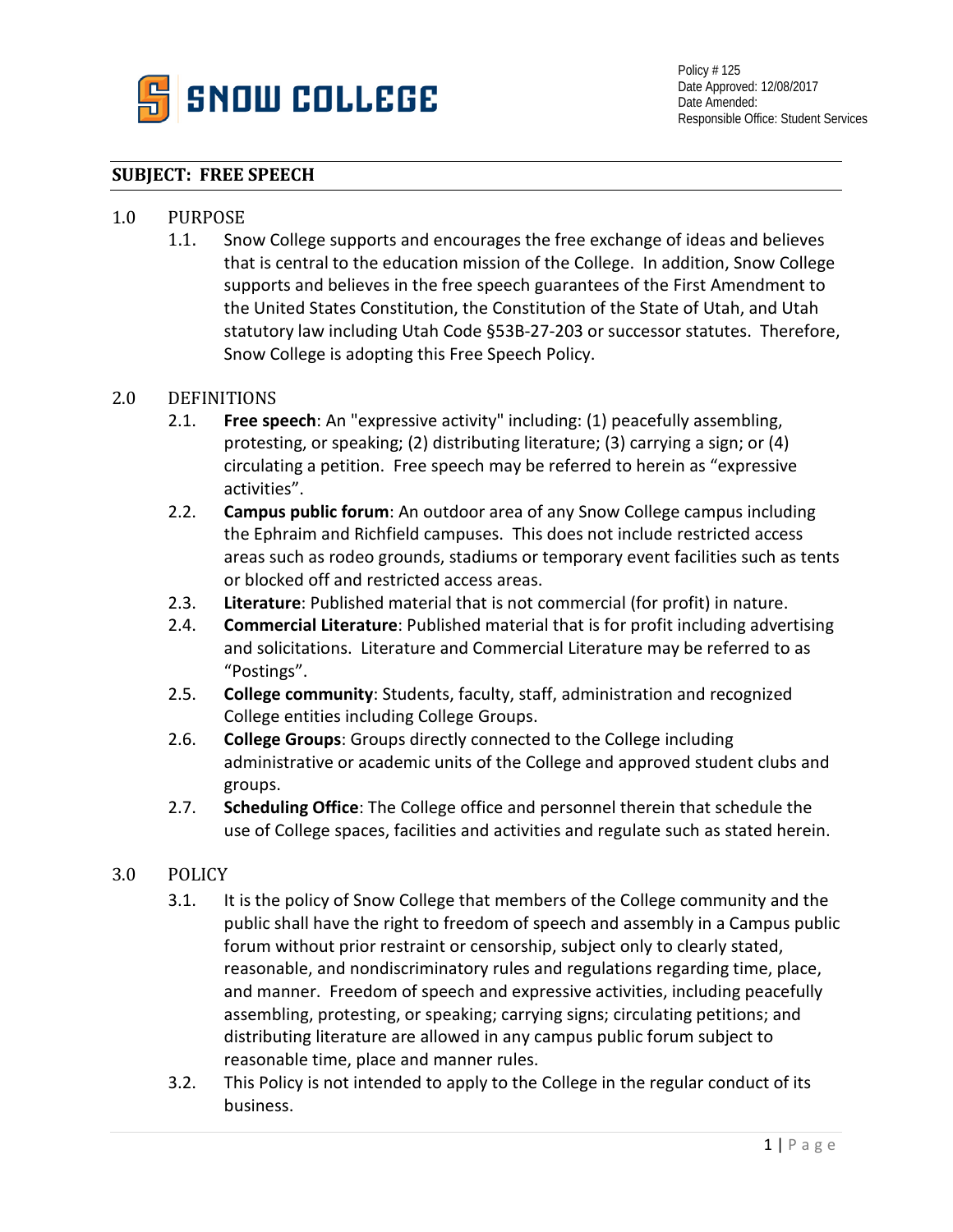SNOW COLLEGE

Policy # 125
Date Approved: 12/08/2017
Date Amended:
Responsible Office: Student Services

## SUBJECT: FREE SPEECH

### 1.0 PURPOSE

1.1. Snow College supports and encourages the free exchange of ideas and believes that is central to the education mission of the College. In addition, Snow College supports and believes in the free speech guarantees of the First Amendment to the United States Constitution, the Constitution of the State of Utah, and Utah statutory law including Utah Code §53B-27-203 or successor statutes. Therefore, Snow College is adopting this Free Speech Policy.

### 2.0 DEFINITIONS

2.1. **Free speech**: An "expressive activity" including: (1) peacefully assembling, protesting, or speaking; (2) distributing literature; (3) carrying a sign; or (4) circulating a petition. Free speech may be referred to herein as "expressive activities".

2.2. **Campus public forum**: An outdoor area of any Snow College campus including the Ephraim and Richfield campuses. This does not include restricted access areas such as rodeo grounds, stadiums or temporary event facilities such as tents or blocked off and restricted access areas.

2.3. **Literature**: Published material that is not commercial (for profit) in nature.

2.4. **Commercial Literature**: Published material that is for profit including advertising and solicitations. Literature and Commercial Literature may be referred to as "Postings".

2.5. **College community**: Students, faculty, staff, administration and recognized College entities including College Groups.

2.6. **College Groups**: Groups directly connected to the College including administrative or academic units of the College and approved student clubs and groups.

2.7. **Scheduling Office**: The College office and personnel therein that schedule the use of College spaces, facilities and activities and regulate such as stated herein.

### 3.0 POLICY

3.1. It is the policy of Snow College that members of the College community and the public shall have the right to freedom of speech and assembly in a Campus public forum without prior restraint or censorship, subject only to clearly stated, reasonable, and nondiscriminatory rules and regulations regarding time, place, and manner. Freedom of speech and expressive activities, including peacefully assembling, protesting, or speaking; carrying signs; circulating petitions; and distributing literature are allowed in any campus public forum subject to reasonable time, place and manner rules.

3.2. This Policy is not intended to apply to the College in the regular conduct of its business.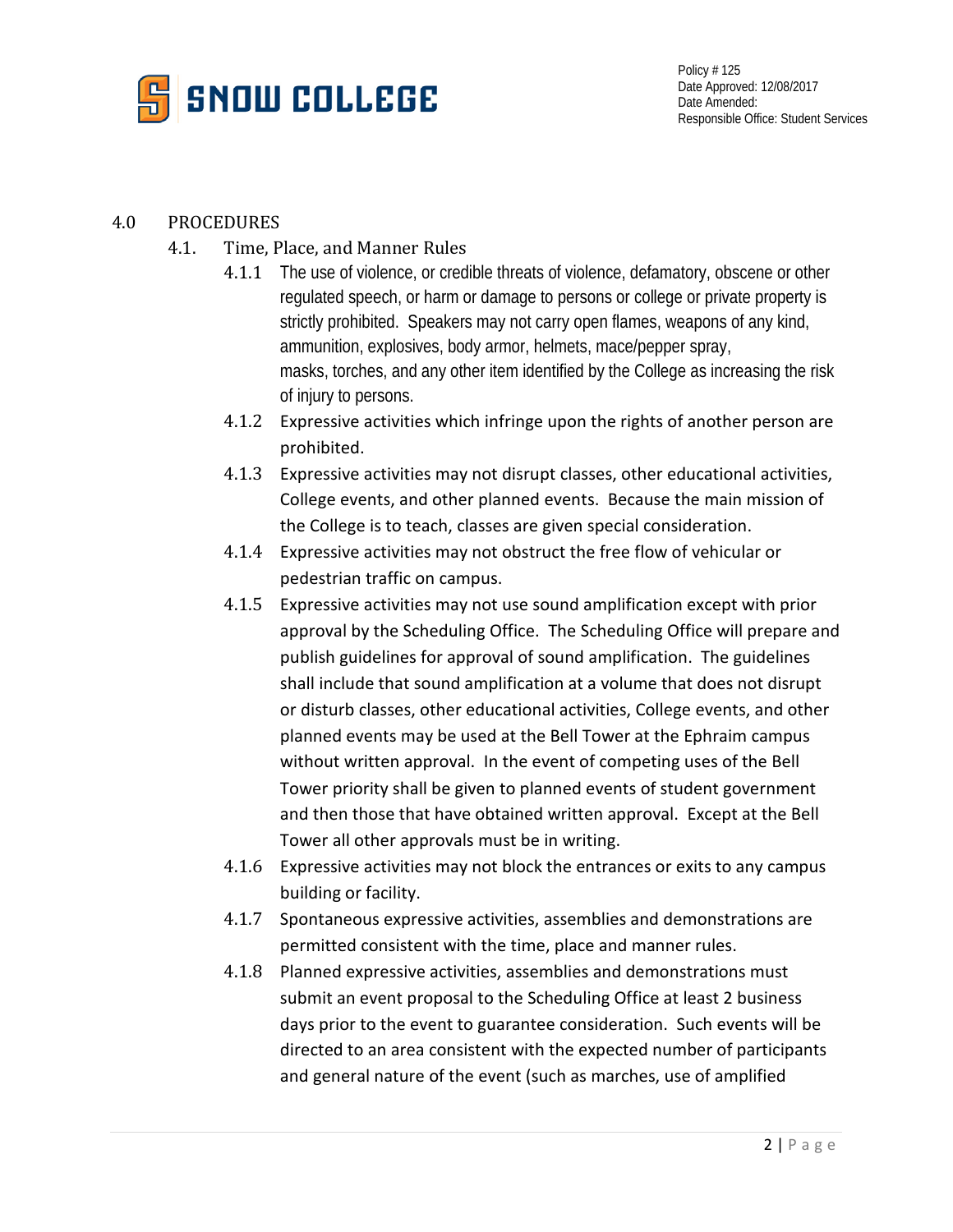## 4.0 PROCEDURES

### 4.1. Time, Place, and Manner Rules

4.1.1 The use of violence, or credible threats of violence, defamatory, obscene or other regulated speech, or harm or damage to persons or college or private property is strictly prohibited. Speakers may not carry open flames, weapons of any kind, ammunition, explosives, body armor, helmets, mace/pepper spray, masks, torches, and any other item identified by the College as increasing the risk of injury to persons.

4.1.2 Expressive activities which infringe upon the rights of another person are prohibited.

4.1.3 Expressive activities may not disrupt classes, other educational activities, College events, and other planned events. Because the main mission of the College is to teach, classes are given special consideration.

4.1.4 Expressive activities may not obstruct the free flow of vehicular or pedestrian traffic on campus.

4.1.5 Expressive activities may not use sound amplification except with prior approval by the Scheduling Office. The Scheduling Office will prepare and publish guidelines for approval of sound amplification. The guidelines shall include that sound amplification at a volume that does not disrupt or disturb classes, other educational activities, College events, and other planned events may be used at the Bell Tower at the Ephraim campus without written approval. In the event of competing uses of the Bell Tower priority shall be given to planned events of student government and then those that have obtained written approval. Except at the Bell Tower all other approvals must be in writing.

4.1.6 Expressive activities may not block the entrances or exits to any campus building or facility.

4.1.7 Spontaneous expressive activities, assemblies and demonstrations are permitted consistent with the time, place and manner rules.

4.1.8 Planned expressive activities, assemblies and demonstrations must submit an event proposal to the Scheduling Office at least 2 business days prior to the event to guarantee consideration. Such events will be directed to an area consistent with the expected number of participants and general nature of the event (such as marches, use of amplified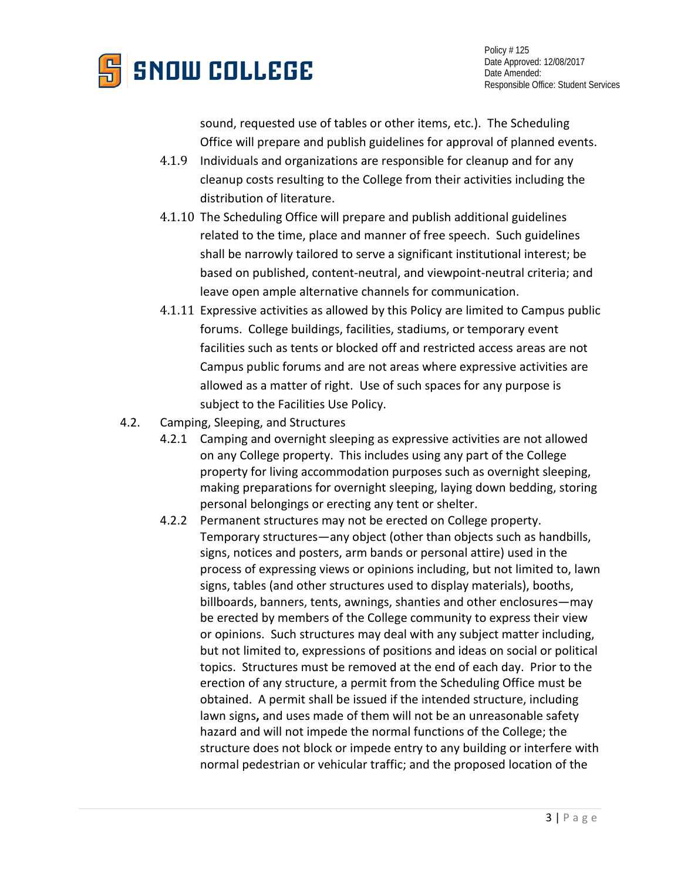sound, requested use of tables or other items, etc.). The Scheduling Office will prepare and publish guidelines for approval of planned events.

4.1.9 Individuals and organizations are responsible for cleanup and for any cleanup costs resulting to the College from their activities including the distribution of literature.

4.1.10 The Scheduling Office will prepare and publish additional guidelines related to the time, place and manner of free speech. Such guidelines shall be narrowly tailored to serve a significant institutional interest; be based on published, content-neutral, and viewpoint-neutral criteria; and leave open ample alternative channels for communication.

4.1.11 Expressive activities as allowed by this Policy are limited to Campus public forums. College buildings, facilities, stadiums, or temporary event facilities such as tents or blocked off and restricted access areas are not Campus public forums and are not areas where expressive activities are allowed as a matter of right. Use of such spaces for any purpose is subject to the Facilities Use Policy.

4.2. Camping, Sleeping, and Structures

4.2.1 Camping and overnight sleeping as expressive activities are not allowed on any College property. This includes using any part of the College property for living accommodation purposes such as overnight sleeping, making preparations for overnight sleeping, laying down bedding, storing personal belongings or erecting any tent or shelter.

4.2.2 Permanent structures may not be erected on College property. Temporary structures—any object (other than objects such as handbills, signs, notices and posters, arm bands or personal attire) used in the process of expressing views or opinions including, but not limited to, lawn signs, tables (and other structures used to display materials), booths, billboards, banners, tents, awnings, shanties and other enclosures—may be erected by members of the College community to express their view or opinions. Such structures may deal with any subject matter including, but not limited to, expressions of positions and ideas on social or political topics. Structures must be removed at the end of each day. Prior to the erection of any structure, a permit from the Scheduling Office must be obtained. A permit shall be issued if the intended structure, including lawn signs**,** and uses made of them will not be an unreasonable safety hazard and will not impede the normal functions of the College; the structure does not block or impede entry to any building or interfere with normal pedestrian or vehicular traffic; and the proposed location of the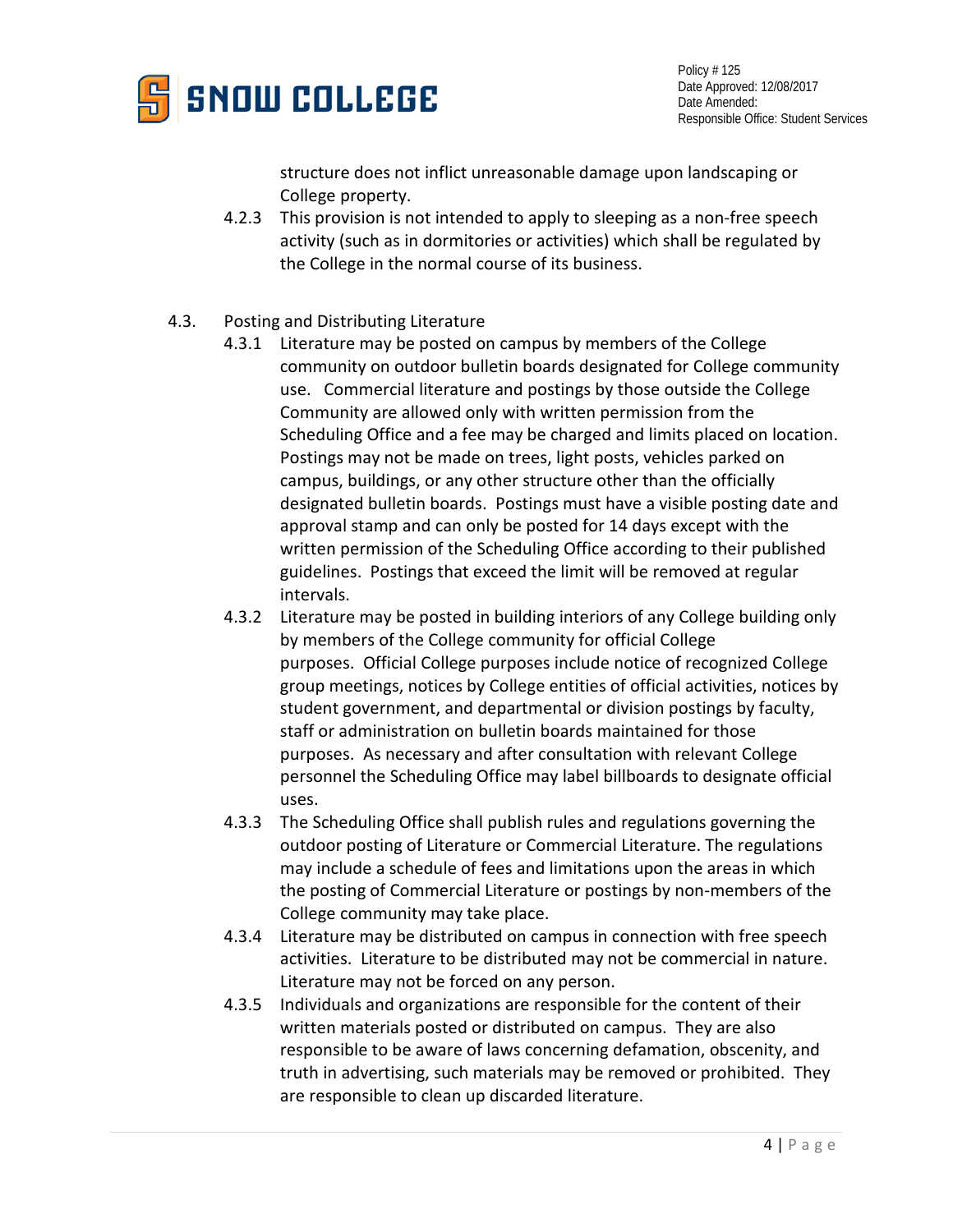structure does not inflict unreasonable damage upon landscaping or College property.

4.2.3 This provision is not intended to apply to sleeping as a non-free speech activity (such as in dormitories or activities) which shall be regulated by the College in the normal course of its business.

4.3. Posting and Distributing Literature

4.3.1 Literature may be posted on campus by members of the College community on outdoor bulletin boards designated for College community use. Commercial literature and postings by those outside the College Community are allowed only with written permission from the Scheduling Office and a fee may be charged and limits placed on location. Postings may not be made on trees, light posts, vehicles parked on campus, buildings, or any other structure other than the officially designated bulletin boards. Postings must have a visible posting date and approval stamp and can only be posted for 14 days except with the written permission of the Scheduling Office according to their published guidelines. Postings that exceed the limit will be removed at regular intervals.

4.3.2 Literature may be posted in building interiors of any College building only by members of the College community for official College purposes. Official College purposes include notice of recognized College group meetings, notices by College entities of official activities, notices by student government, and departmental or division postings by faculty, staff or administration on bulletin boards maintained for those purposes. As necessary and after consultation with relevant College personnel the Scheduling Office may label billboards to designate official uses.

4.3.3 The Scheduling Office shall publish rules and regulations governing the outdoor posting of Literature or Commercial Literature. The regulations may include a schedule of fees and limitations upon the areas in which the posting of Commercial Literature or postings by non-members of the College community may take place.

4.3.4 Literature may be distributed on campus in connection with free speech activities. Literature to be distributed may not be commercial in nature. Literature may not be forced on any person.

4.3.5 Individuals and organizations are responsible for the content of their written materials posted or distributed on campus. They are also responsible to be aware of laws concerning defamation, obscenity, and truth in advertising, such materials may be removed or prohibited. They are responsible to clean up discarded literature.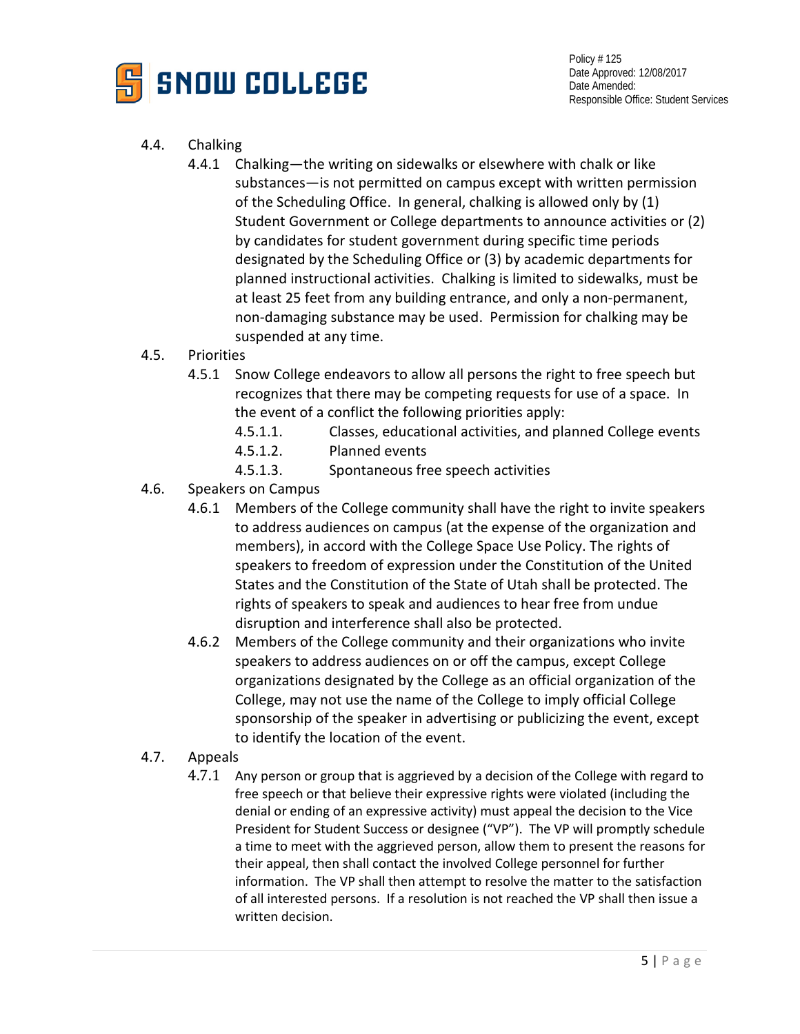4.4. Chalking

4.4.1 Chalking—the writing on sidewalks or elsewhere with chalk or like substances—is not permitted on campus except with written permission of the Scheduling Office. In general, chalking is allowed only by (1) Student Government or College departments to announce activities or (2) by candidates for student government during specific time periods designated by the Scheduling Office or (3) by academic departments for planned instructional activities. Chalking is limited to sidewalks, must be at least 25 feet from any building entrance, and only a non-permanent, non-damaging substance may be used. Permission for chalking may be suspended at any time.

4.5. Priorities

4.5.1 Snow College endeavors to allow all persons the right to free speech but recognizes that there may be competing requests for use of a space. In the event of a conflict the following priorities apply:

4.5.1.1. Classes, educational activities, and planned College events

4.5.1.2. Planned events

4.5.1.3. Spontaneous free speech activities

4.6. Speakers on Campus

4.6.1 Members of the College community shall have the right to invite speakers to address audiences on campus (at the expense of the organization and members), in accord with the College Space Use Policy. The rights of speakers to freedom of expression under the Constitution of the United States and the Constitution of the State of Utah shall be protected. The rights of speakers to speak and audiences to hear free from undue disruption and interference shall also be protected.

4.6.2 Members of the College community and their organizations who invite speakers to address audiences on or off the campus, except College organizations designated by the College as an official organization of the College, may not use the name of the College to imply official College sponsorship of the speaker in advertising or publicizing the event, except to identify the location of the event.

4.7. Appeals

4.7.1 Any person or group that is aggrieved by a decision of the College with regard to free speech or that believe their expressive rights were violated (including the denial or ending of an expressive activity) must appeal the decision to the Vice President for Student Success or designee ("VP"). The VP will promptly schedule a time to meet with the aggrieved person, allow them to present the reasons for their appeal, then shall contact the involved College personnel for further information. The VP shall then attempt to resolve the matter to the satisfaction of all interested persons. If a resolution is not reached the VP shall then issue a written decision.